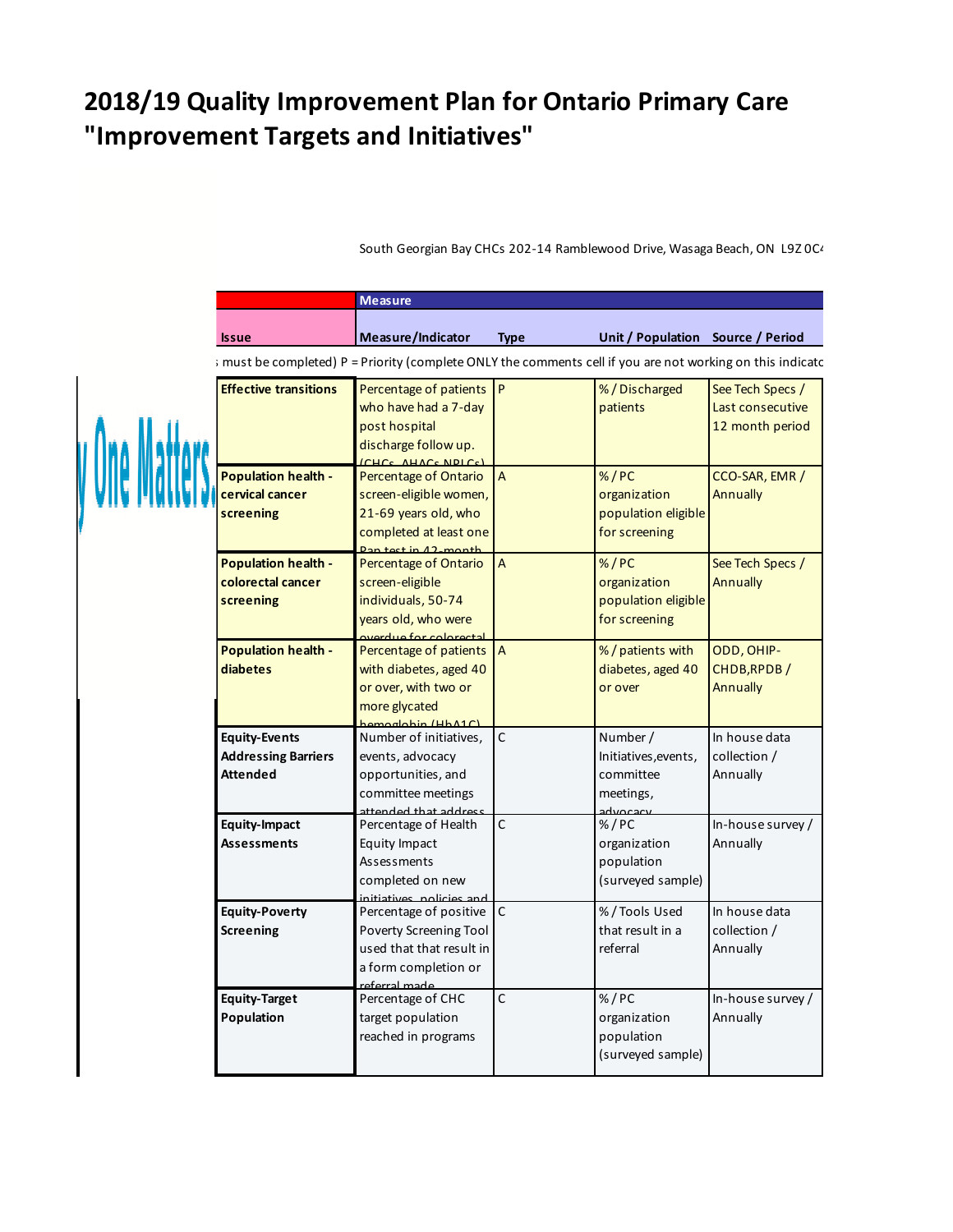# 2018/19 Quality Improvement Plan for Ontario Primary Care "Improvement Targets and Initiatives"

South Georgian Bay CHCs 202-14 Ramblewood Drive, Wasaga Beach, ON L9Z 0C4

| | Measure | | | |
|---|---|---|---|---|
| **Issue** | **Measure/Indicator** | **Type** | **Unit / Population** | **Source / Period** |
| must be completed) P = Priority (complete ONLY the comments cell if you are not working on this indicato | | | | |
| **Effective transitions** | Percentage of patients who have had a 7-day post hospital discharge follow up. (CHCs, AHACs NPLCs) | P | % / Discharged patients | See Tech Specs / Last consecutive 12 month period |
| **Population health - cervical cancer screening** | Percentage of Ontario screen-eligible women, 21-69 years old, who completed at least one Pap test in 42-month | A | % / PC organization population eligible for screening | CCO-SAR, EMR / Annually |
| **Population health - colorectal cancer screening** | Percentage of Ontario screen-eligible individuals, 50-74 years old, who were overdue for colorectal | A | % / PC organization population eligible for screening | See Tech Specs / Annually |
| **Population health - diabetes** | Percentage of patients with diabetes, aged 40 or over, with two or more glycated hemoglobin (HbA1C) | A | % / patients with diabetes, aged 40 or over | ODD, OHIP-CHDB,RPDB / Annually |
| **Equity-Events Addressing Barriers Attended** | Number of initiatives, events, advocacy opportunities, and committee meetings attended that address | C | Number / Initiatives,events, committee meetings, advocacy | In house data collection / Annually |
| **Equity-Impact Assessments** | Percentage of Health Equity Impact Assessments completed on new initiatives, policies and | C | % / PC organization population (surveyed sample) | In-house survey / Annually |
| **Equity-Poverty Screening** | Percentage of positive Poverty Screening Tool used that result in a form completion or referral made | C | % / Tools Used that result in a referral | In house data collection / Annually |
| **Equity-Target Population** | Percentage of CHC target population reached in programs | C | % / PC organization population (surveyed sample) | In-house survey / Annually |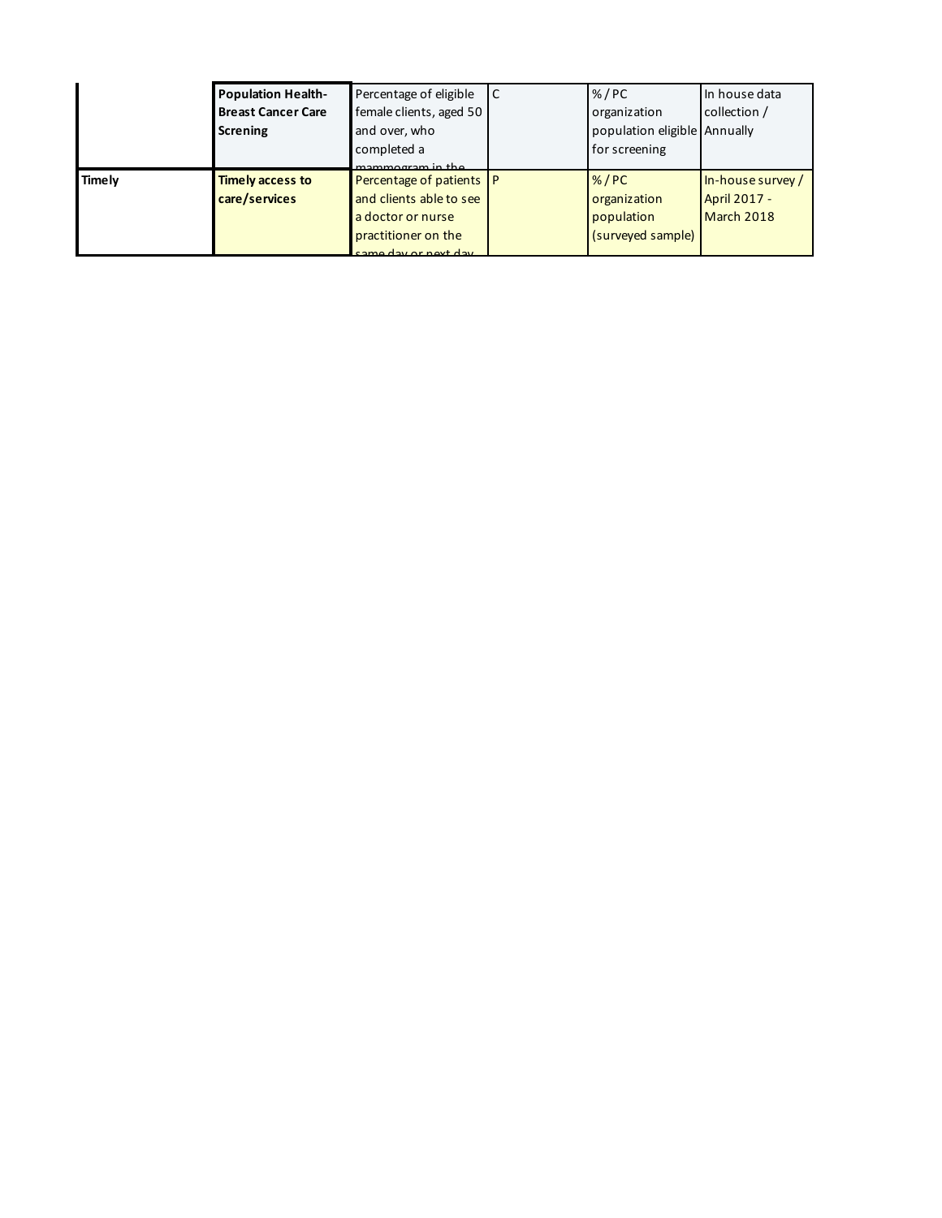| | | | | | |
|---|---|---|---|---|---|
| | **Population Health- Breast Cancer Care Screning** | Percentage of eligible female clients, aged 50 and over, who completed a mammogram in the | C | % / PC organization population eligible for screening | In house data collection / Annually |
| **Timely** | **Timely access to care/services** | Percentage of patients and clients able to see a doctor or nurse practitioner on the same day or next day | P | % / PC organization population (surveyed sample) | In-house survey / April 2017 - March 2018 |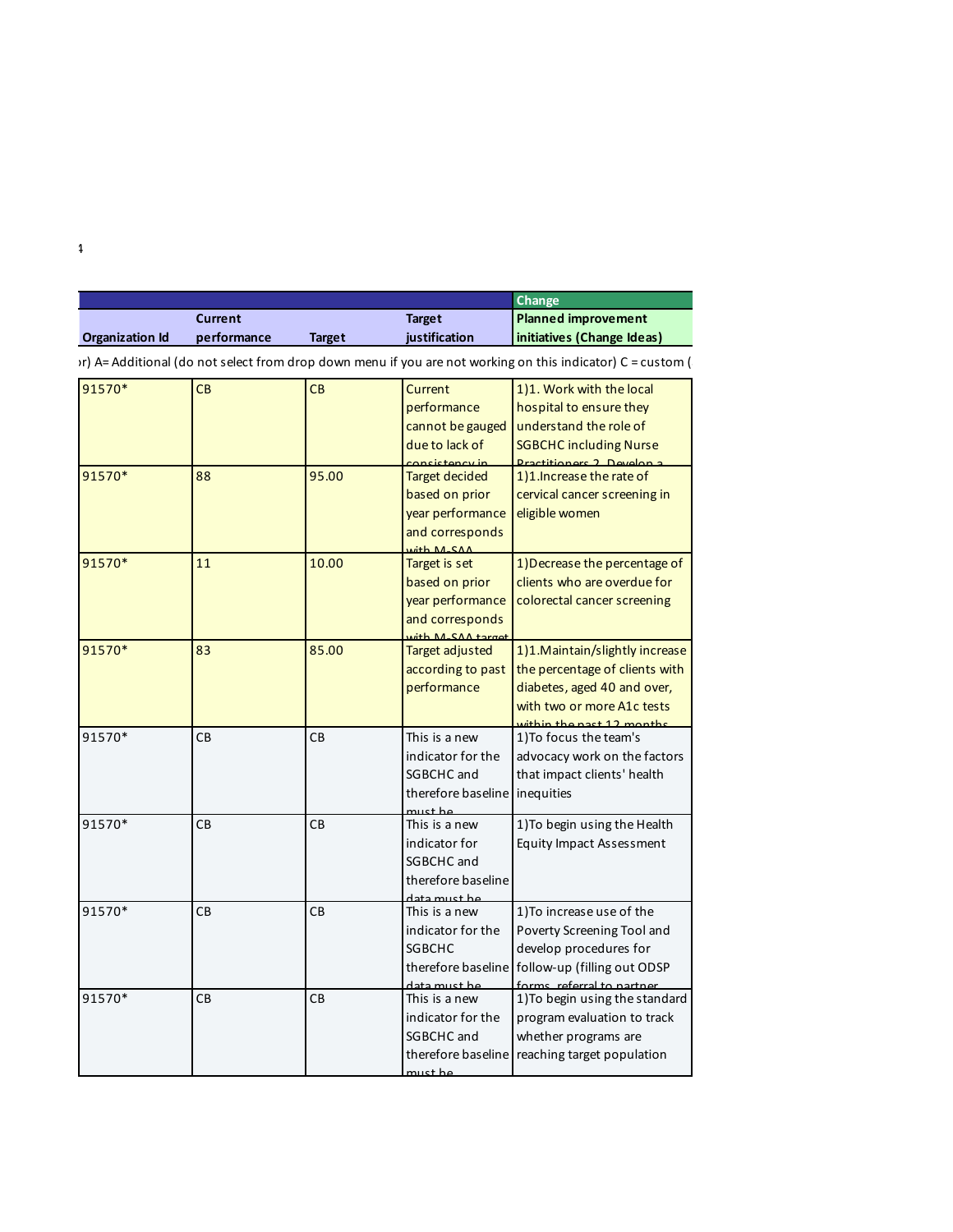4

| Organization Id | Current performance | Target | Target justification | Change<br>Planned improvement initiatives (Change Ideas) |
|---|---|---|---|---|
| r) A= Additional (do not select from drop down menu if you are not working on this indicator) C = custom ( | | | | |
| 91570* | CB | CB | Current performance cannot be gauged due to lack of consistency in | 1)1. Work with the local hospital to ensure they understand the role of SGBCHC including Nurse Practitioners 2. Develop a |
| 91570* | 88 | 95.00 | Target decided based on prior year performance and corresponds with M-SAA | 1)1.Increase the rate of cervical cancer screening in eligible women |
| 91570* | 11 | 10.00 | Target is set based on prior year performance and corresponds with M-SAA target | 1)Decrease the percentage of clients who are overdue for colorectal cancer screening |
| 91570* | 83 | 85.00 | Target adjusted according to past performance | 1)1.Maintain/slightly increase the percentage of clients with diabetes, aged 40 and over, with two or more A1c tests within the past 12 months |
| 91570* | CB | CB | This is a new indicator for the SGBCHC and therefore baseline must be | 1)To focus the team's advocacy work on the factors that impact clients' health inequities |
| 91570* | CB | CB | This is a new indicator for SGBCHC and therefore baseline data must be | 1)To begin using the Health Equity Impact Assessment |
| 91570* | CB | CB | This is a new indicator for the SGBCHC therefore baseline data must be | 1)To increase use of the Poverty Screening Tool and develop procedures for follow-up (filling out ODSP forms, referral to partner |
| 91570* | CB | CB | This is a new indicator for the SGBCHC and therefore baseline must be | 1)To begin using the standard program evaluation to track whether programs are reaching target population |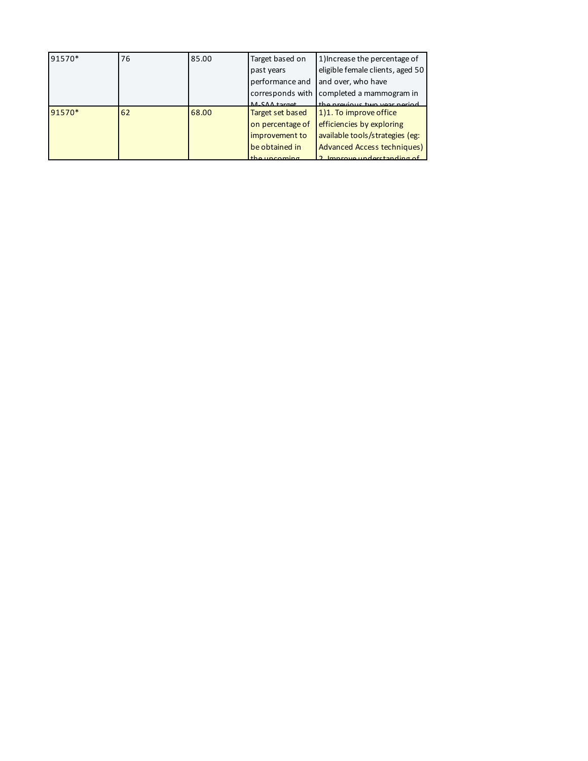| | | | | |
|---|---|---|---|---|
| 91570* | 76 | 85.00 | Target based on past years performance and corresponds with M-SAA target | 1)Increase the percentage of eligible female clients, aged 50 and over, who have completed a mammogram in the previous two year period |
| 91570* | 62 | 68.00 | Target set based on percentage of improvement to be obtained in the upcoming | 1)1. To improve office efficiencies by exploring available tools/strategies (eg: Advanced Access techniques) 2. Improve understanding of |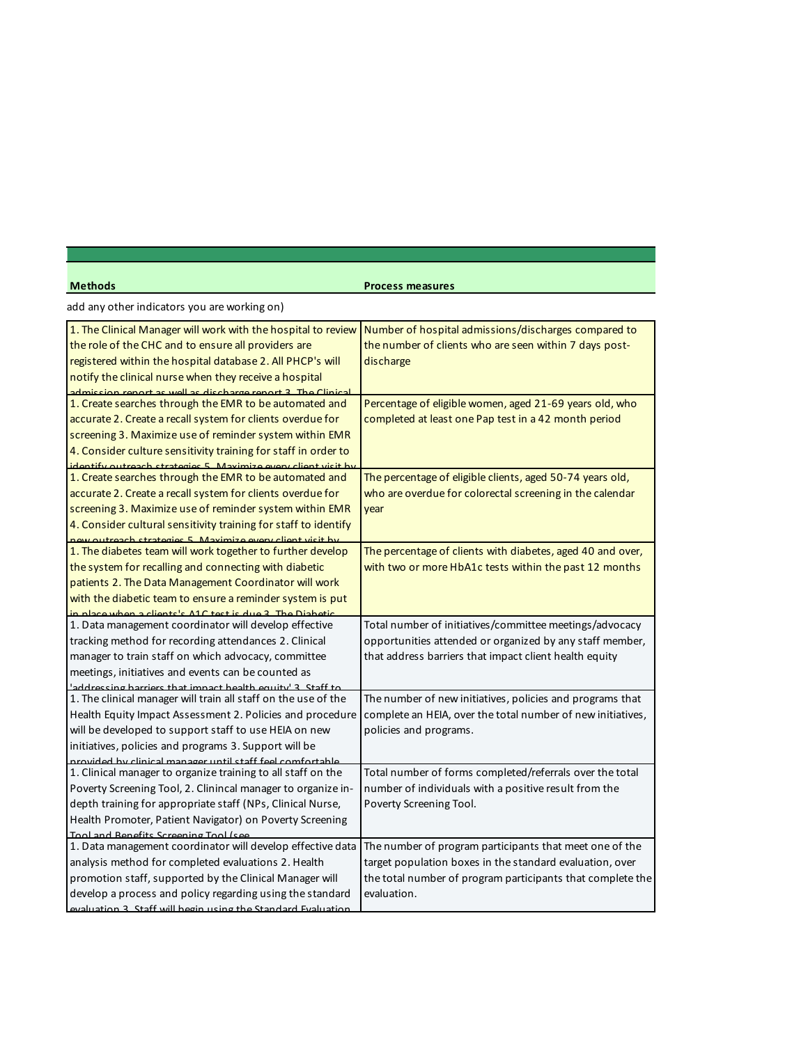| Methods | Process measures |
|---|---|
| add any other indicators you are working on) | |
| 1. The Clinical Manager will work with the hospital to review the role of the CHC and to ensure all providers are registered within the hospital database 2. All PHCP's will notify the clinical nurse when they receive a hospital admission report as well as discharge report 3. The Clinical | Number of hospital admissions/discharges compared to the number of clients who are seen within 7 days post-discharge |
| 1. Create searches through the EMR to be automated and accurate 2. Create a recall system for clients overdue for screening 3. Maximize use of reminder system within EMR 4. Consider culture sensitivity training for staff in order to identify outreach strategies 5. Maximize every client visit by | Percentage of eligible women, aged 21-69 years old, who completed at least one Pap test in a 42 month period |
| 1. Create searches through the EMR to be automated and accurate 2. Create a recall system for clients overdue for screening 3. Maximize use of reminder system within EMR 4. Consider cultural sensitivity training for staff to identify new outreach strategies 5. Maximize every client visit by | The percentage of eligible clients, aged 50-74 years old, who are overdue for colorectal screening in the calendar year |
| 1. The diabetes team will work together to further develop the system for recalling and connecting with diabetic patients 2. The Data Management Coordinator will work with the diabetic team to ensure a reminder system is put in place when a clients's A1C test is due 3. The Diabetic | The percentage of clients with diabetes, aged 40 and over, with two or more HbA1c tests within the past 12 months |
| 1. Data management coordinator will develop effective tracking method for recording attendances 2. Clinical manager to train staff on which advocacy, committee meetings, initiatives and events can be counted as 'addressing barriers that impact health equity' 3. Staff to | Total number of initiatives/committee meetings/advocacy opportunities attended or organized by any staff member, that address barriers that impact client health equity |
| 1. The clinical manager will train all staff on the use of the Health Equity Impact Assessment 2. Policies and procedure will be developed to support staff to use HEIA on new initiatives, policies and programs 3. Support will be provided by clinical manager until staff feel comfortable | The number of new initiatives, policies and programs that complete an HEIA, over the total number of new initiatives, policies and programs. |
| 1. Clinical manager to organize training to all staff on the Poverty Screening Tool, 2. Clinincal manager to organize in-depth training for appropriate staff (NPs, Clinical Nurse, Health Promoter, Patient Navigator) on Poverty Screening Tool and Benefits Screening Tool (see | Total number of forms completed/referrals over the total number of individuals with a positive result from the Poverty Screening Tool. |
| 1. Data management coordinator will develop effective data analysis method for completed evaluations 2. Health promotion staff, supported by the Clinical Manager will develop a process and policy regarding using the standard evaluation 3. Staff will begin using the Standard Evaluation | The number of program participants that meet one of the target population boxes in the standard evaluation, over the total number of program participants that complete the evaluation. |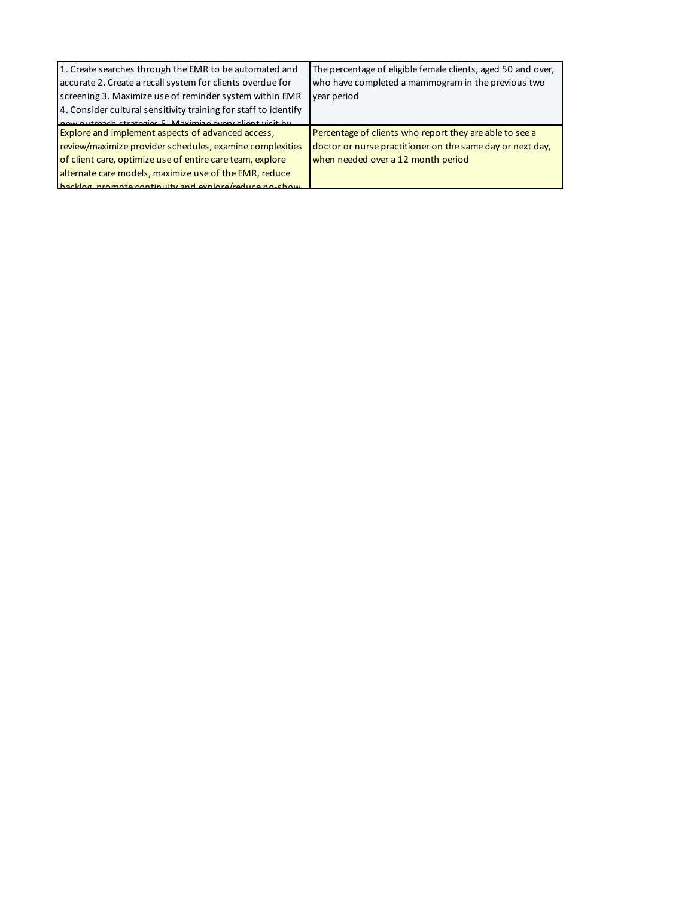| | |
|---|---|
| 1. Create searches through the EMR to be automated and accurate 2. Create a recall system for clients overdue for screening 3. Maximize use of reminder system within EMR 4. Consider cultural sensitivity training for staff to identify new outreach strategies 5. Maximize every client visit by | The percentage of eligible female clients, aged 50 and over, who have completed a mammogram in the previous two year period |
| Explore and implement aspects of advanced access, review/maximize provider schedules, examine complexities of client care, optimize use of entire care team, explore alternate care models, maximize use of the EMR, reduce backlog, promote continuity and explore/reduce no-show | Percentage of clients who report they are able to see a doctor or nurse practitioner on the same day or next day, when needed over a 12 month period |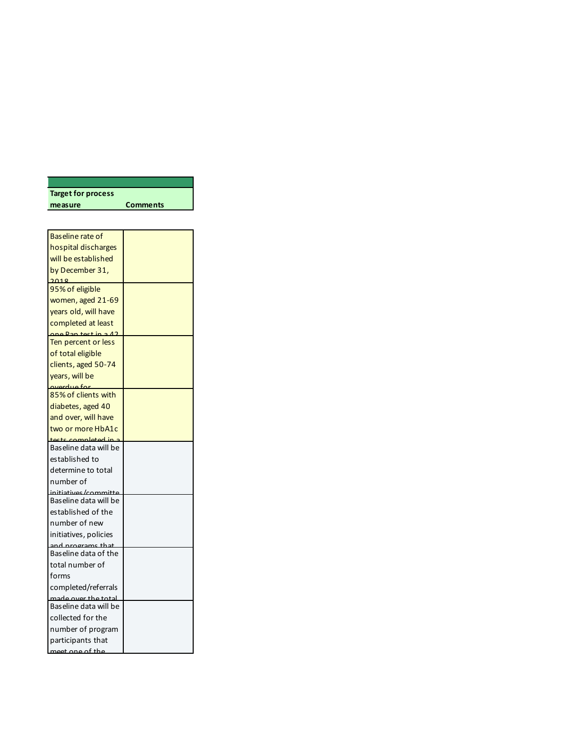| Target for process measure | Comments |
|---|---|
| Baseline rate of hospital discharges will be established by December 31, 2018 | |
| 95% of eligible women, aged 21-69 years old, will have completed at least one Pap test in a 42 | |
| Ten percent or less of total eligible clients, aged 50-74 years, will be overdue for | |
| 85% of clients with diabetes, aged 40 and over, will have two or more HbA1c tests completed in a | |
| Baseline data will be established to determine to total number of initiatives/committe | |
| Baseline data will be established of the number of new initiatives, policies and programs that | |
| Baseline data of the total number of forms completed/referrals made over the total | |
| Baseline data will be collected for the number of program participants that meet one of the | |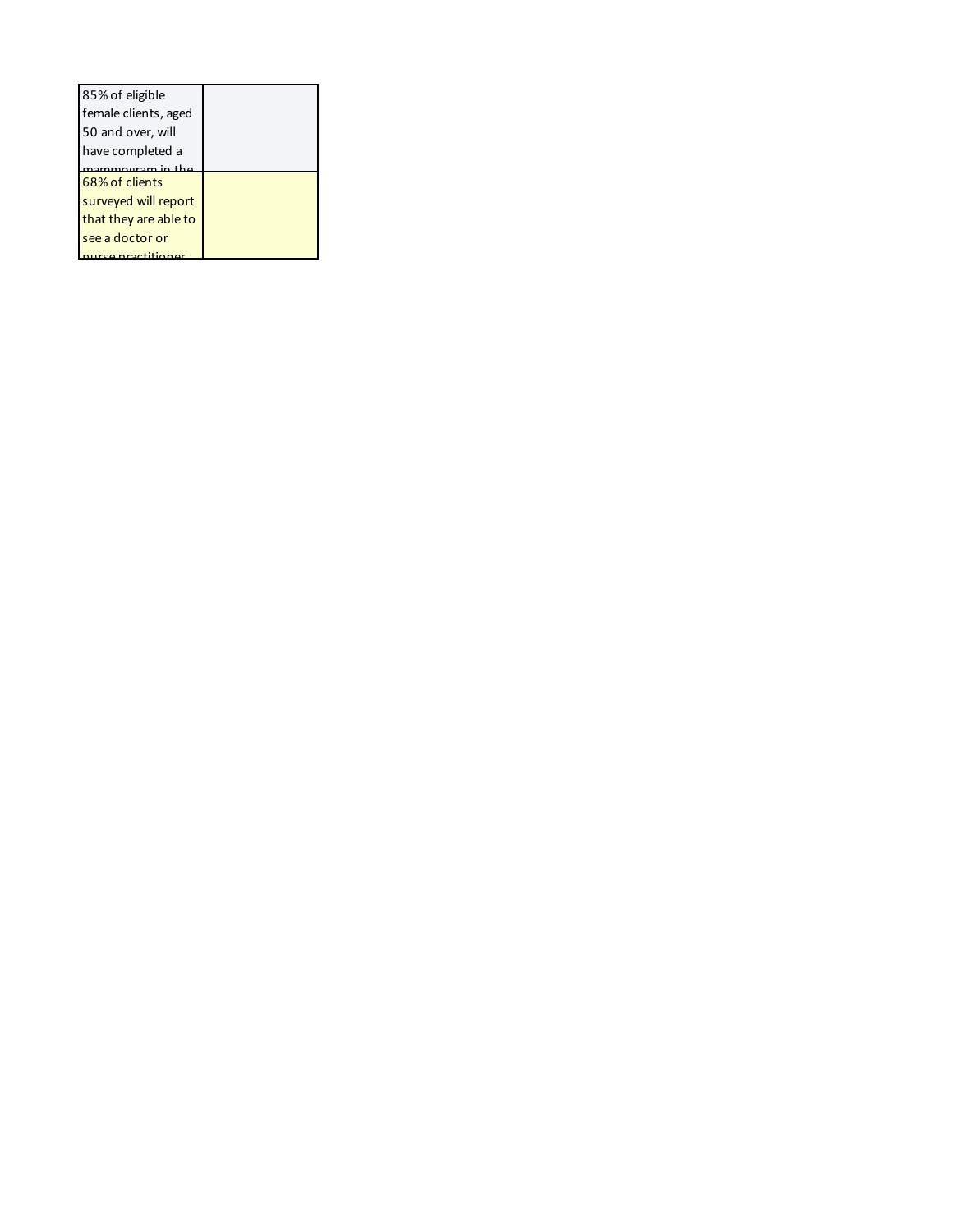| | |
|---|---|
| 85% of eligible female clients, aged 50 and over, will have completed a mammogram in the | |
| 68% of clients surveyed will report that they are able to see a doctor or nurse practitioner | |